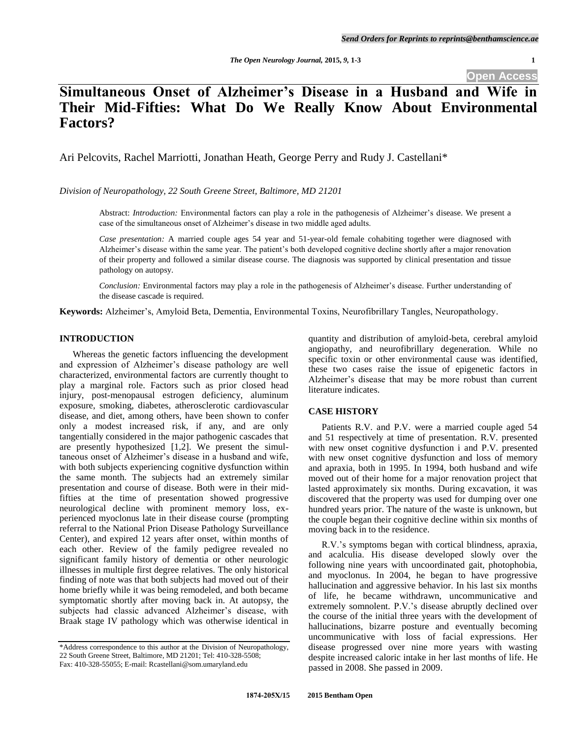# Simultaneous Onset of Alzheimer's Disease in a Husband and Wife in Their Mid-Fifties: What Do We Really Know About Environmental Factors?

Ari Pelcovits, Rachel Marriotti, Jonathan Heath, George Perry and Rudy J. Castellani*

*Division of Neuropathology, 22 South Greene Street, Baltimore, MD 21201*

Abstract: *Introduction:* Environmental factors can play a role in the pathogenesis of Alzheimer's disease. We present a case of the simultaneous onset of Alzheimer's disease in two middle aged adults.

*Case presentation:* A married couple ages 54 year and 51-year-old female cohabiting together were diagnosed with Alzheimer's disease within the same year. The patient's both developed cognitive decline shortly after a major renovation of their property and followed a similar disease course. The diagnosis was supported by clinical presentation and tissue pathology on autopsy.

*Conclusion:* Environmental factors may play a role in the pathogenesis of Alzheimer's disease. Further understanding of the disease cascade is required.

**Keywords:** Alzheimer's, Amyloid Beta, Dementia, Environmental Toxins, Neurofibrillary Tangles, Neuropathology.

## INTRODUCTION

Whereas the genetic factors influencing the development and expression of Alzheimer's disease pathology are well characterized, environmental factors are currently thought to play a marginal role. Factors such as prior closed head injury, post-menopausal estrogen deficiency, aluminum exposure, smoking, diabetes, atherosclerotic cardiovascular disease, and diet, among others, have been shown to confer only a modest increased risk, if any, and are only tangentially considered in the major pathogenic cascades that are presently hypothesized [1,2]. We present the simultaneous onset of Alzheimer's disease in a husband and wife, with both subjects experiencing cognitive dysfunction within the same month. The subjects had an extremely similar presentation and course of disease. Both were in their mid-fifties at the time of presentation showed progressive neurological decline with prominent memory loss, experienced myoclonus late in their disease course (prompting referral to the National Prion Disease Pathology Surveillance Center), and expired 12 years after onset, within months of each other. Review of the family pedigree revealed no significant family history of dementia or other neurologic illnesses in multiple first degree relatives. The only historical finding of note was that both subjects had moved out of their home briefly while it was being remodeled, and both became symptomatic shortly after moving back in. At autopsy, the subjects had classic advanced Alzheimer's disease, with Braak stage IV pathology which was otherwise identical in quantity and distribution of amyloid-beta, cerebral amyloid angiopathy, and neurofibrillary degeneration. While no specific toxin or other environmental cause was identified, these two cases raise the issue of epigenetic factors in Alzheimer's disease that may be more robust than current literature indicates.

## CASE HISTORY

Patients R.V. and P.V. were a married couple aged 54 and 51 respectively at time of presentation. R.V. presented with new onset cognitive dysfunction i and P.V. presented with new onset cognitive dysfunction and loss of memory and apraxia, both in 1995. In 1994, both husband and wife moved out of their home for a major renovation project that lasted approximately six months. During excavation, it was discovered that the property was used for dumping over one hundred years prior. The nature of the waste is unknown, but the couple began their cognitive decline within six months of moving back in to the residence.

R.V.'s symptoms began with cortical blindness, apraxia, and acalculia. His disease developed slowly over the following nine years with uncoordinated gait, photophobia, and myoclonus. In 2004, he began to have progressive hallucination and aggressive behavior. In his last six months of life, he became withdrawn, uncommunicative and extremely somnolent. P.V.'s disease abruptly declined over the course of the initial three years with the development of hallucinations, bizarre posture and eventually becoming uncommunicative with loss of facial expressions. Her disease progressed over nine more years with wasting despite increased caloric intake in her last months of life. He passed in 2008. She passed in 2009.

---

*Address correspondence to this author at the Division of Neuropathology, 22 South Greene Street, Baltimore, MD 21201; Tel: 410-328-5508; Fax: 410-328-55055; E-mail: Rcastellani@som.umaryland.edu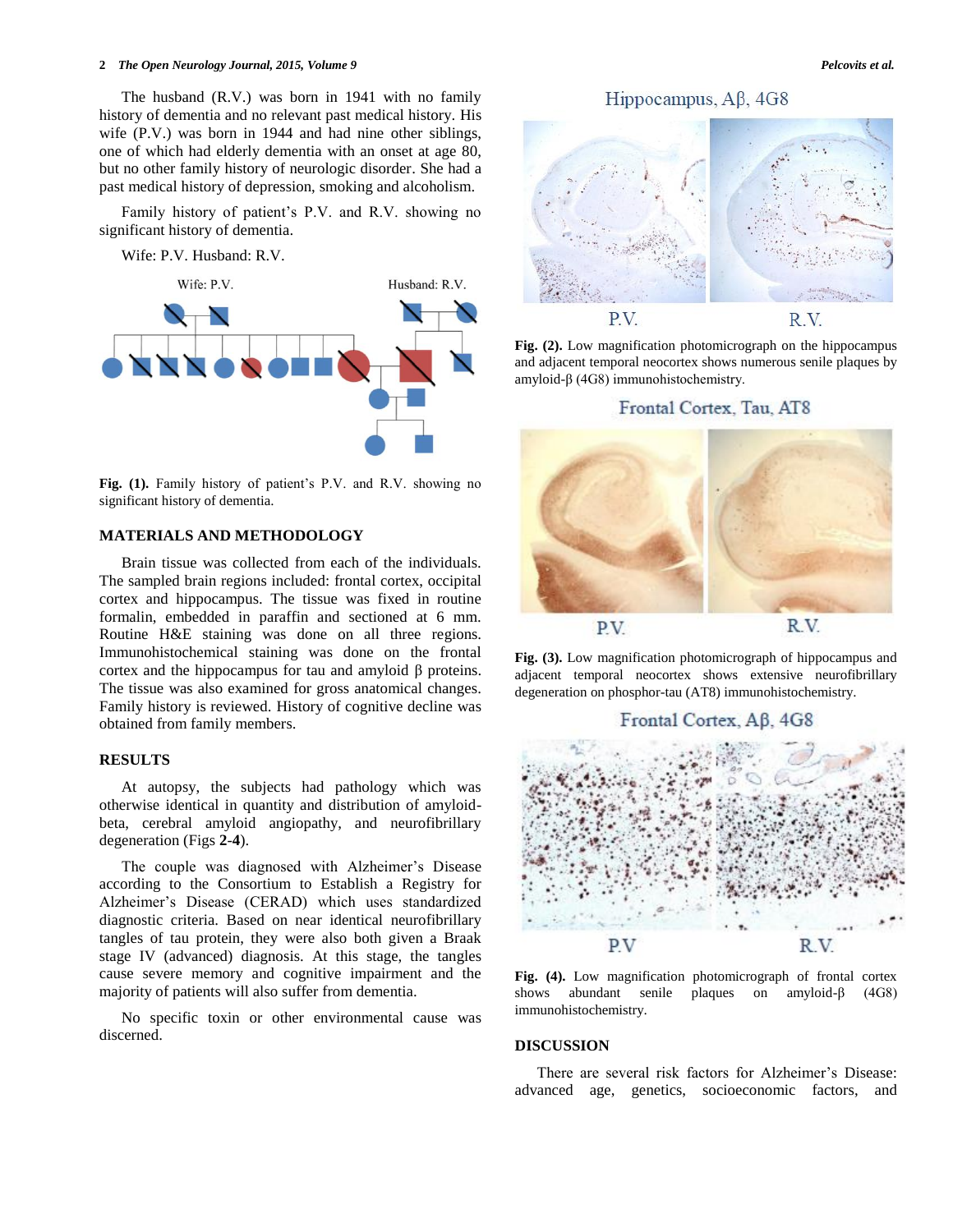The husband (R.V.) was born in 1941 with no family history of dementia and no relevant past medical history. His wife (P.V.) was born in 1944 and had nine other siblings, one of which had elderly dementia with an onset at age 80, but no other family history of neurologic disorder. She had a past medical history of depression, smoking and alcoholism.

Family history of patient's P.V. and R.V. showing no significant history of dementia.

Wife: P.V. Husband: R.V.

**Fig. (1).** Family history of patient's P.V. and R.V. showing no significant history of dementia.

## MATERIALS AND METHODOLOGY

Brain tissue was collected from each of the individuals. The sampled brain regions included: frontal cortex, occipital cortex and hippocampus. The tissue was fixed in routine formalin, embedded in paraffin and sectioned at 6 mm. Routine H&E staining was done on all three regions. Immunohistochemical staining was done on the frontal cortex and the hippocampus for tau and amyloid β proteins. The tissue was also examined for gross anatomical changes. Family history is reviewed. History of cognitive decline was obtained from family members.

## RESULTS

At autopsy, the subjects had pathology which was otherwise identical in quantity and distribution of amyloid-beta, cerebral amyloid angiopathy, and neurofibrillary degeneration (Figs **2**-**4**).

The couple was diagnosed with Alzheimer's Disease according to the Consortium to Establish a Registry for Alzheimer's Disease (CERAD) which uses standardized diagnostic criteria. Based on near identical neurofibrillary tangles of tau protein, they were also both given a Braak stage IV (advanced) diagnosis. At this stage, the tangles cause severe memory and cognitive impairment and the majority of patients will also suffer from dementia.

No specific toxin or other environmental cause was discerned.

**Fig. (2).** Low magnification photomicrograph on the hippocampus and adjacent temporal neocortex shows numerous senile plaques by amyloid-β (4G8) immunohistochemistry.

**Fig. (3).** Low magnification photomicrograph of hippocampus and adjacent temporal neocortex shows extensive neurofibrillary degeneration on phosphor-tau (AT8) immunohistochemistry.

**Fig. (4).** Low magnification photomicrograph of frontal cortex shows abundant senile plaques on amyloid-β (4G8) immunohistochemistry.

## DISCUSSION

There are several risk factors for Alzheimer's Disease: advanced age, genetics, socioeconomic factors, and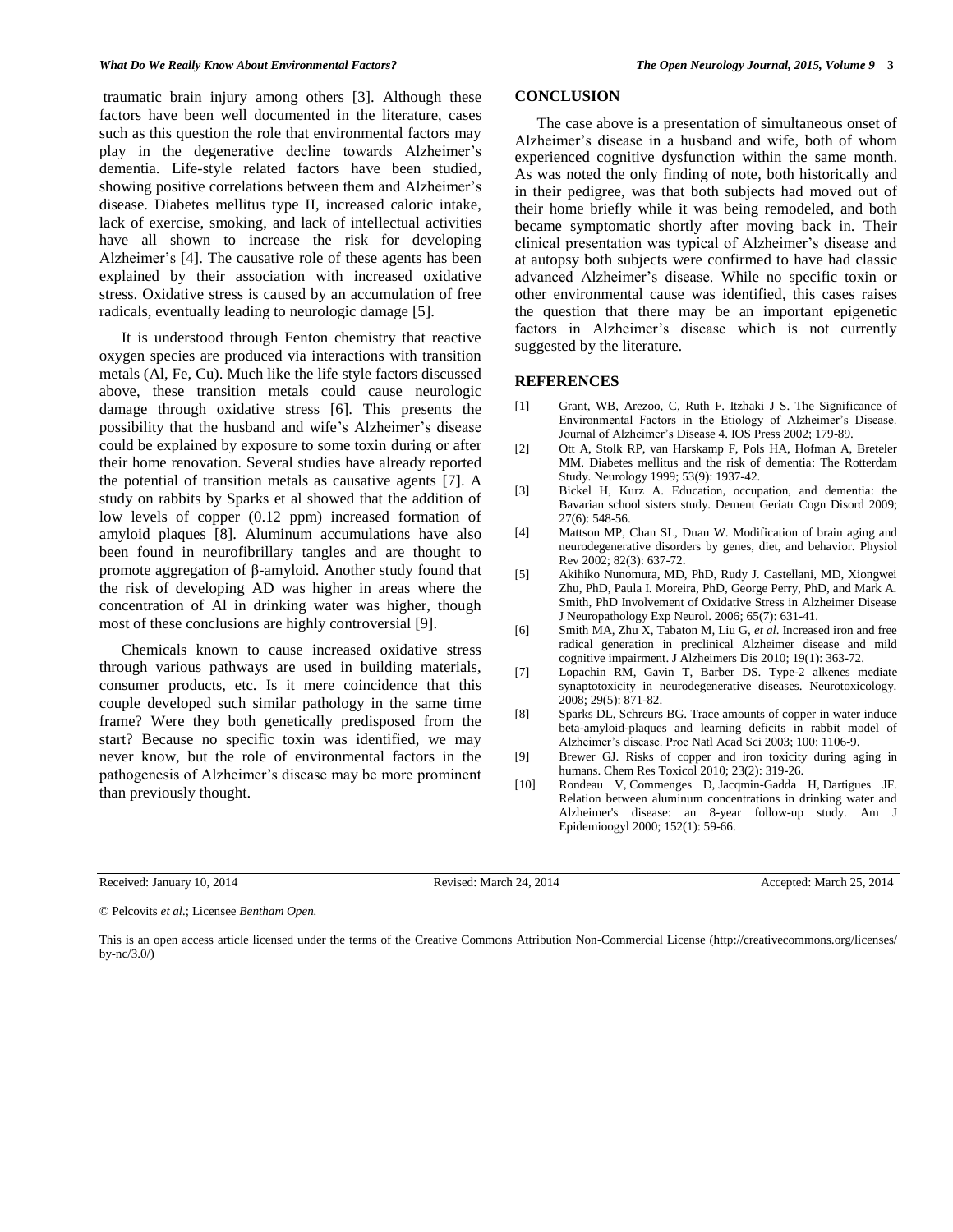traumatic brain injury among others [3]. Although these factors have been well documented in the literature, cases such as this question the role that environmental factors may play in the degenerative decline towards Alzheimer's dementia. Life-style related factors have been studied, showing positive correlations between them and Alzheimer's disease. Diabetes mellitus type II, increased caloric intake, lack of exercise, smoking, and lack of intellectual activities have all shown to increase the risk for developing Alzheimer's [4]. The causative role of these agents has been explained by their association with increased oxidative stress. Oxidative stress is caused by an accumulation of free radicals, eventually leading to neurologic damage [5].

It is understood through Fenton chemistry that reactive oxygen species are produced via interactions with transition metals (Al, Fe, Cu). Much like the life style factors discussed above, these transition metals could cause neurologic damage through oxidative stress [6]. This presents the possibility that the husband and wife's Alzheimer's disease could be explained by exposure to some toxin during or after their home renovation. Several studies have already reported the potential of transition metals as causative agents [7]. A study on rabbits by Sparks et al showed that the addition of low levels of copper (0.12 ppm) increased formation of amyloid plaques [8]. Aluminum accumulations have also been found in neurofibrillary tangles and are thought to promote aggregation of β-amyloid. Another study found that the risk of developing AD was higher in areas where the concentration of Al in drinking water was higher, though most of these conclusions are highly controversial [9].

Chemicals known to cause increased oxidative stress through various pathways are used in building materials, consumer products, etc. Is it mere coincidence that this couple developed such similar pathology in the same time frame? Were they both genetically predisposed from the start? Because no specific toxin was identified, we may never know, but the role of environmental factors in the pathogenesis of Alzheimer's disease may be more prominent than previously thought.

## CONCLUSION

The case above is a presentation of simultaneous onset of Alzheimer's disease in a husband and wife, both of whom experienced cognitive dysfunction within the same month. As was noted the only finding of note, both historically and in their pedigree, was that both subjects had moved out of their home briefly while it was being remodeled, and both became symptomatic shortly after moving back in. Their clinical presentation was typical of Alzheimer's disease and at autopsy both subjects were confirmed to have had classic advanced Alzheimer's disease. While no specific toxin or other environmental cause was identified, this cases raises the question that there may be an important epigenetic factors in Alzheimer's disease which is not currently suggested by the literature.

## REFERENCES

[1] Grant, WB, Arezoo, C, Ruth F. Itzhaki J S. The Significance of Environmental Factors in the Etiology of Alzheimer's Disease. Journal of Alzheimer's Disease 4. IOS Press 2002; 179-89.

[2] Ott A, Stolk RP, van Harskamp F, Pols HA, Hofman A, Breteler MM. Diabetes mellitus and the risk of dementia: The Rotterdam Study. Neurology 1999; 53(9): 1937-42.

[3] Bickel H, Kurz A. Education, occupation, and dementia: the Bavarian school sisters study. Dement Geriatr Cogn Disord 2009; 27(6): 548-56.

[4] Mattson MP, Chan SL, Duan W. Modification of brain aging and neurodegenerative disorders by genes, diet, and behavior. Physiol Rev 2002; 82(3): 637-72.

[5] Akihiko Nunomura, MD, PhD, Rudy J. Castellani, MD, Xiongwei Zhu, PhD, Paula I. Moreira, PhD, George Perry, PhD, and Mark A. Smith, PhD Involvement of Oxidative Stress in Alzheimer Disease J Neuropathology Exp Neurol. 2006; 65(7): 631-41.

[6] Smith MA, Zhu X, Tabaton M, Liu G, *et al*. Increased iron and free radical generation in preclinical Alzheimer disease and mild cognitive impairment. J Alzheimers Dis 2010; 19(1): 363-72.

[7] Lopachin RM, Gavin T, Barber DS. Type-2 alkenes mediate synaptotoxicity in neurodegenerative diseases. Neurotoxicology. 2008; 29(5): 871-82.

[8] Sparks DL, Schreurs BG. Trace amounts of copper in water induce beta-amyloid-plaques and learning deficits in rabbit model of Alzheimer's disease. Proc Natl Acad Sci 2003; 100: 1106-9.

[9] Brewer GJ. Risks of copper and iron toxicity during aging in humans. Chem Res Toxicol 2010; 23(2): 319-26.

[10] Rondeau V, Commenges D, Jacqmin-Gadda H, Dartigues JF. Relation between aluminum concentrations in drinking water and Alzheimer's disease: an 8-year follow-up study. Am J Epidemioogyl 2000; 152(1): 59-66.

Received: January 10, 2014 Revised: March 24, 2014 Accepted: March 25, 2014

© Pelcovits *et al*.; Licensee *Bentham Open.*

This is an open access article licensed under the terms of the Creative Commons Attribution Non-Commercial License (http://creativecommons.org/licenses/by-nc/3.0/)